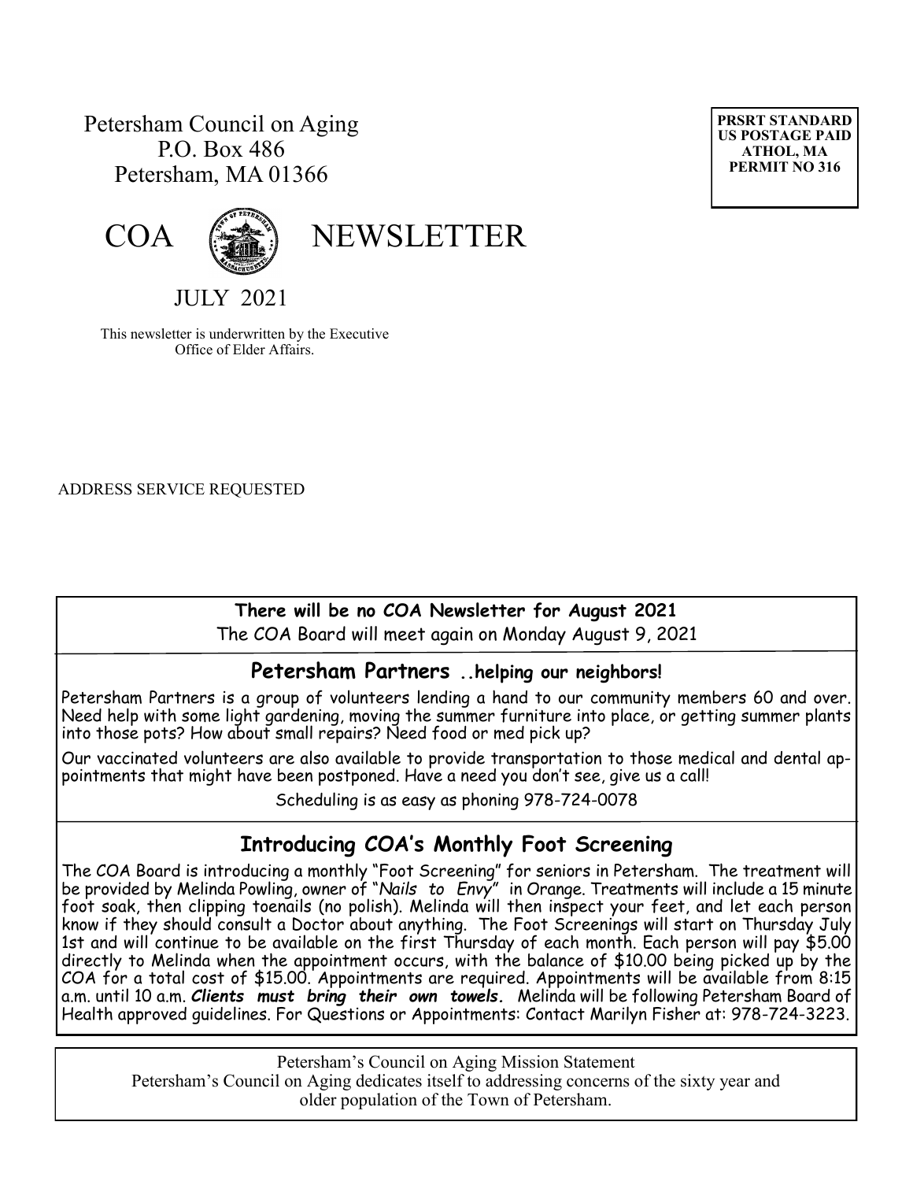Petersham Council on Aging
P.O. Box 486
Petersham, MA 01366

PRSRT STANDARD
US POSTAGE PAID
ATHOL, MA
PERMIT NO 316

# COA NEWSLETTER

JULY 2021

This newsletter is underwritten by the Executive Office of Elder Affairs.

ADDRESS SERVICE REQUESTED

**There will be no COA Newsletter for August 2021**

The COA Board will meet again on Monday August 9, 2021

## Petersham Partners ..helping our neighbors!

Petersham Partners is a group of volunteers lending a hand to our community members 60 and over. Need help with some light gardening, moving the summer furniture into place, or getting summer plants into those pots? How about small repairs? Need food or med pick up?

Our vaccinated volunteers are also available to provide transportation to those medical and dental appointments that might have been postponed. Have a need you don't see, give us a call!

Scheduling is as easy as phoning 978-724-0078

## Introducing COA's Monthly Foot Screening

The COA Board is introducing a monthly "Foot Screening" for seniors in Petersham. The treatment will be provided by Melinda Powling, owner of "*Nails to Envy*" in Orange. Treatments will include a 15 minute foot soak, then clipping toenails (no polish). Melinda will then inspect your feet, and let each person know if they should consult a Doctor about anything. The Foot Screenings will start on Thursday July 1st and will continue to be available on the first Thursday of each month. Each person will pay $5.00 directly to Melinda when the appointment occurs, with the balance of $10.00 being picked up by the COA for a total cost of $15.00. Appointments are required. Appointments will be available from 8:15 a.m. until 10 a.m. ***Clients must bring their own towels.*** Melinda will be following Petersham Board of Health approved guidelines. For Questions or Appointments: Contact Marilyn Fisher at: 978-724-3223.

Petersham's Council on Aging Mission Statement
Petersham's Council on Aging dedicates itself to addressing concerns of the sixty year and older population of the Town of Petersham.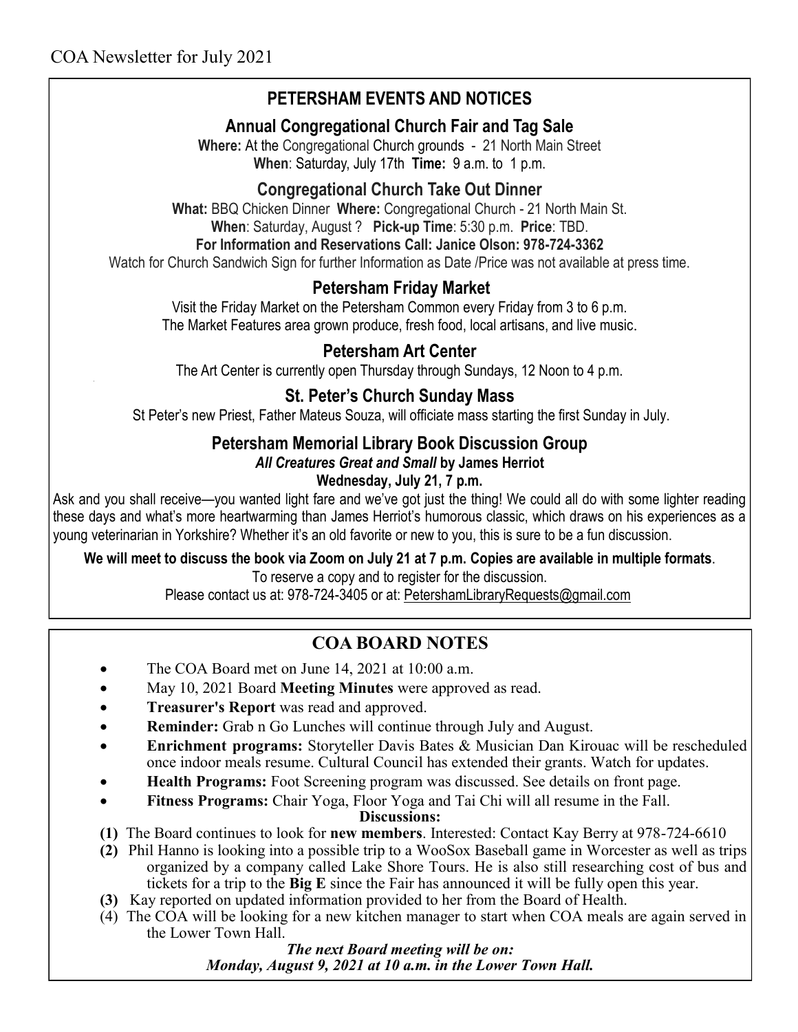COA Newsletter for July 2021

## PETERSHAM EVENTS AND NOTICES

### Annual Congregational Church Fair and Tag Sale

**Where:** At the Congregational Church grounds - 21 North Main Street
**When**: Saturday, July 17th **Time:** 9 a.m. to 1 p.m.

### Congregational Church Take Out Dinner

**What:** BBQ Chicken Dinner **Where:** Congregational Church - 21 North Main St.
**When**: Saturday, August ? **Pick-up Time**: 5:30 p.m. **Price**: TBD.
**For Information and Reservations Call: Janice Olson: 978-724-3362**
Watch for Church Sandwich Sign for further Information as Date /Price was not available at press time.

### Petersham Friday Market

Visit the Friday Market on the Petersham Common every Friday from 3 to 6 p.m.
The Market Features area grown produce, fresh food, local artisans, and live music.

### Petersham Art Center

The Art Center is currently open Thursday through Sundays, 12 Noon to 4 p.m.

### St. Peter's Church Sunday Mass

St Peter's new Priest, Father Mateus Souza, will officiate mass starting the first Sunday in July.

### Petersham Memorial Library Book Discussion Group

***All Creatures Great and Small* by James Herriot**
**Wednesday, July 21, 7 p.m.**

Ask and you shall receive—you wanted light fare and we've got just the thing! We could all do with some lighter reading these days and what's more heartwarming than James Herriot's humorous classic, which draws on his experiences as a young veterinarian in Yorkshire? Whether it's an old favorite or new to you, this is sure to be a fun discussion.

**We will meet to discuss the book via Zoom on July 21 at 7 p.m. Copies are available in multiple formats**.
To reserve a copy and to register for the discussion.
Please contact us at: 978-724-3405 or at: PetershamLibraryRequests@gmail.com

## COA BOARD NOTES

- The COA Board met on June 14, 2021 at 10:00 a.m.
- May 10, 2021 Board **Meeting Minutes** were approved as read.
- **Treasurer's Report** was read and approved.
- **Reminder:** Grab n Go Lunches will continue through July and August.
- **Enrichment programs:** Storyteller Davis Bates & Musician Dan Kirouac will be rescheduled once indoor meals resume. Cultural Council has extended their grants. Watch for updates.
- **Health Programs:** Foot Screening program was discussed. See details on front page.
- **Fitness Programs:** Chair Yoga, Floor Yoga and Tai Chi will all resume in the Fall.

**Discussions:**

**(1)** The Board continues to look for **new members**. Interested: Contact Kay Berry at 978-724-6610

**(2)** Phil Hanno is looking into a possible trip to a WooSox Baseball game in Worcester as well as trips organized by a company called Lake Shore Tours. He is also still researching cost of bus and tickets for a trip to the **Big E** since the Fair has announced it will be fully open this year.

**(3)** Kay reported on updated information provided to her from the Board of Health.

(4) The COA will be looking for a new kitchen manager to start when COA meals are again served in the Lower Town Hall.

***The next Board meeting will be on:***
***Monday, August 9, 2021 at 10 a.m. in the Lower Town Hall.***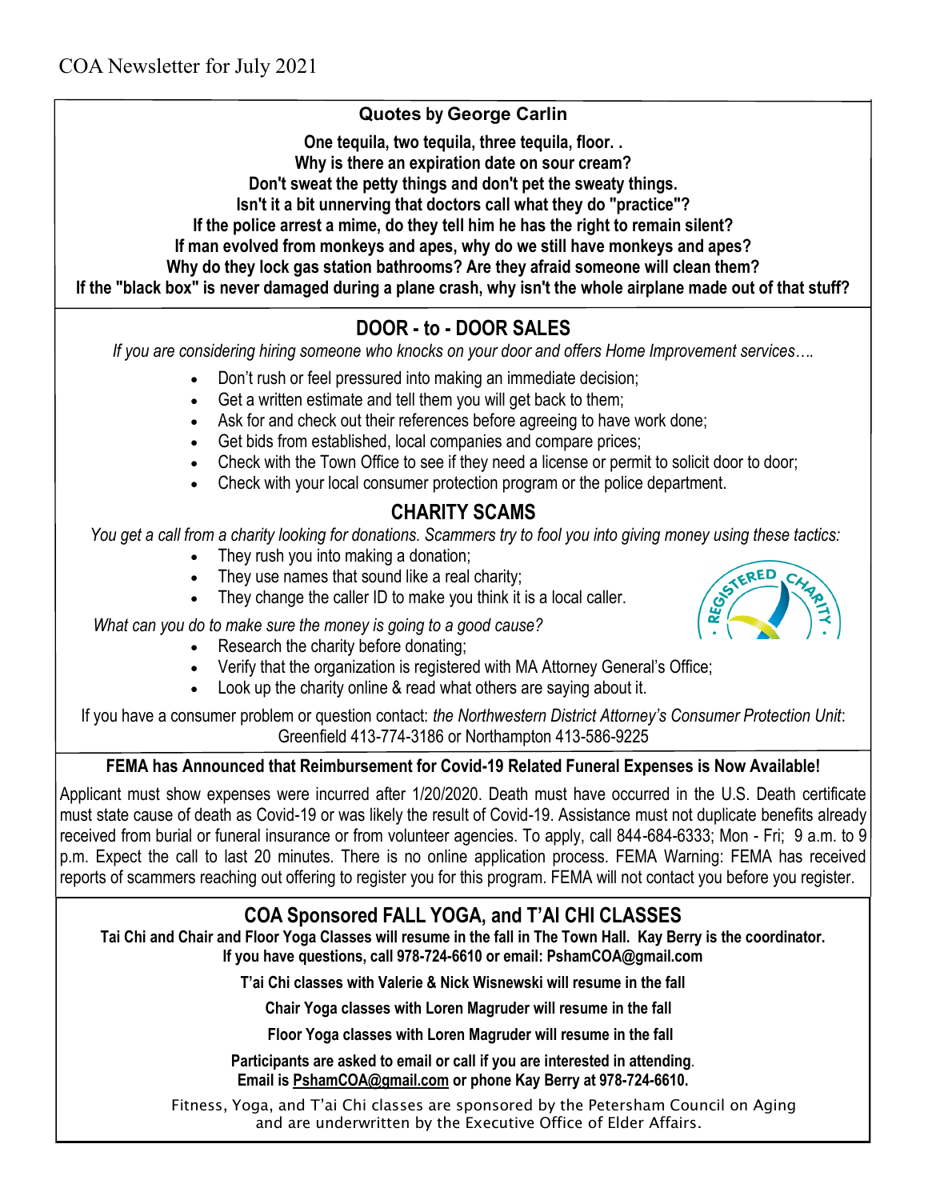COA Newsletter for July 2021

## Quotes by George Carlin

**One tequila, two tequila, three tequila, floor. .**
**Why is there an expiration date on sour cream?**
**Don't sweat the petty things and don't pet the sweaty things.**
**Isn't it a bit unnerving that doctors call what they do "practice"?**
**If the police arrest a mime, do they tell him he has the right to remain silent?**
**If man evolved from monkeys and apes, why do we still have monkeys and apes?**
**Why do they lock gas station bathrooms? Are they afraid someone will clean them?**
**If the "black box" is never damaged during a plane crash, why isn't the whole airplane made out of that stuff?**

## DOOR - to - DOOR SALES

*If you are considering hiring someone who knocks on your door and offers Home Improvement services….*

- Don't rush or feel pressured into making an immediate decision;
- Get a written estimate and tell them you will get back to them;
- Ask for and check out their references before agreeing to have work done;
- Get bids from established, local companies and compare prices;
- Check with the Town Office to see if they need a license or permit to solicit door to door;
- Check with your local consumer protection program or the police department.

## CHARITY SCAMS

*You get a call from a charity looking for donations. Scammers try to fool you into giving money using these tactics:*

- They rush you into making a donation;
- They use names that sound like a real charity;
- They change the caller ID to make you think it is a local caller.

*What can you do to make sure the money is going to a good cause?*

- Research the charity before donating;
- Verify that the organization is registered with MA Attorney General's Office;
- Look up the charity online & read what others are saying about it.

If you have a consumer problem or question contact: *the Northwestern District Attorney's Consumer Protection Unit*: Greenfield 413-774-3186 or Northampton 413-586-9225

**FEMA has Announced that Reimbursement for Covid-19 Related Funeral Expenses is Now Available!**

Applicant must show expenses were incurred after 1/20/2020. Death must have occurred in the U.S. Death certificate must state cause of death as Covid-19 or was likely the result of Covid-19. Assistance must not duplicate benefits already received from burial or funeral insurance or from volunteer agencies. To apply, call 844-684-6333; Mon - Fri; 9 a.m. to 9 p.m. Expect the call to last 20 minutes. There is no online application process. FEMA Warning: FEMA has received reports of scammers reaching out offering to register you for this program. FEMA will not contact you before you register.

## COA Sponsored FALL YOGA, and T'AI CHI CLASSES

**Tai Chi and Chair and Floor Yoga Classes will resume in the fall in The Town Hall. Kay Berry is the coordinator. If you have questions, call 978-724-6610 or email: PshamCOA@gmail.com**

**T'ai Chi classes with Valerie & Nick Wisnewski will resume in the fall**

**Chair Yoga classes with Loren Magruder will resume in the fall**

**Floor Yoga classes with Loren Magruder will resume in the fall**

**Participants are asked to email or call if you are interested in attending.**
**Email is PshamCOA@gmail.com or phone Kay Berry at 978-724-6610.**

Fitness, Yoga, and T'ai Chi classes are sponsored by the Petersham Council on Aging and are underwritten by the Executive Office of Elder Affairs.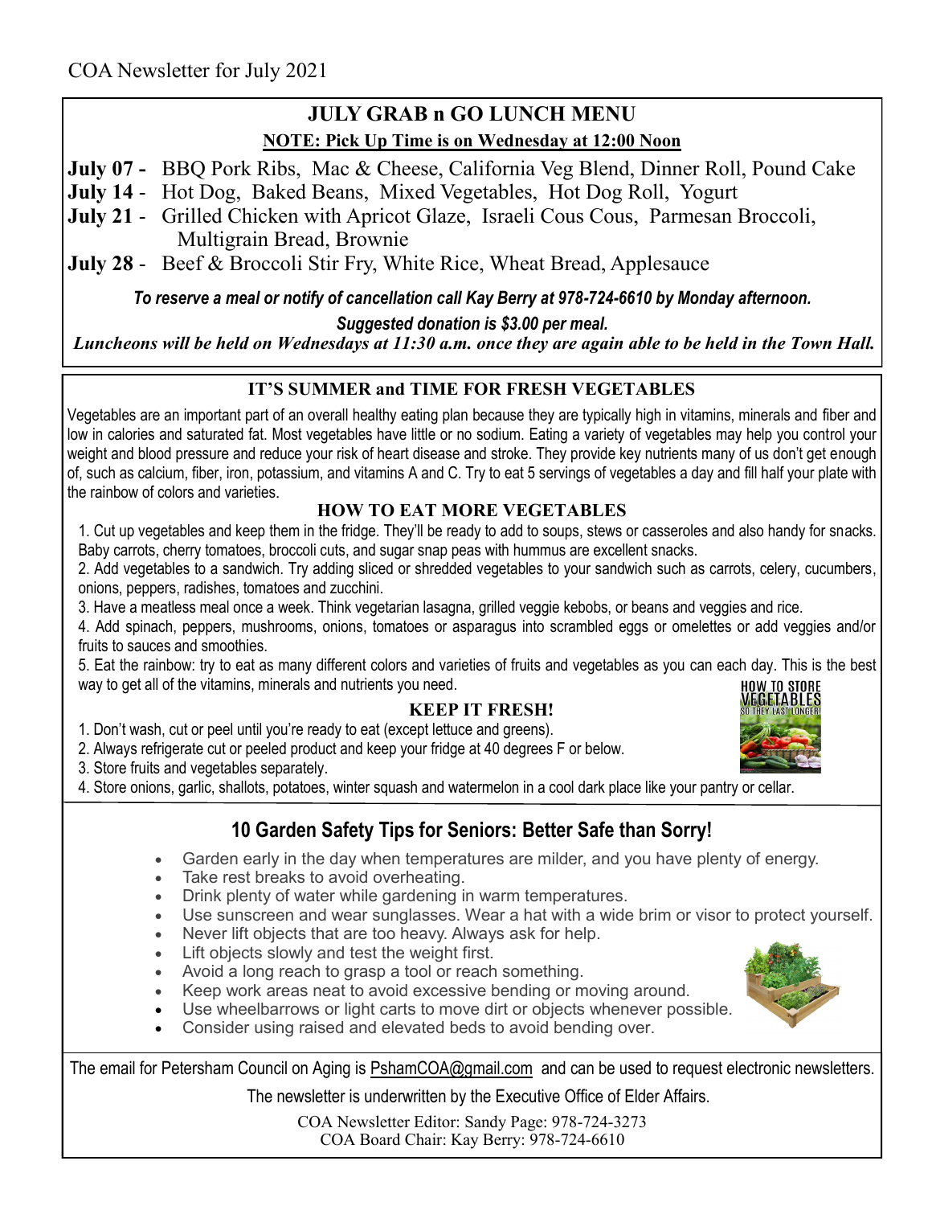COA Newsletter for July 2021

## JULY GRAB n GO LUNCH MENU

**NOTE: Pick Up Time is on Wednesday at 12:00 Noon**

**July 07 -** BBQ Pork Ribs, Mac & Cheese, California Veg Blend, Dinner Roll, Pound Cake
**July 14** - Hot Dog, Baked Beans, Mixed Vegetables, Hot Dog Roll, Yogurt
**July 21** - Grilled Chicken with Apricot Glaze, Israeli Cous Cous, Parmesan Broccoli, Multigrain Bread, Brownie
**July 28** - Beef & Broccoli Stir Fry, White Rice, Wheat Bread, Applesauce

***To reserve a meal or notify of cancellation call Kay Berry at 978-724-6610 by Monday afternoon.***

***Suggested donation is $3.00 per meal.***

***Luncheons will be held on Wednesdays at 11:30 a.m. once they are again able to be held in the Town Hall.***

## IT'S SUMMER and TIME FOR FRESH VEGETABLES

Vegetables are an important part of an overall healthy eating plan because they are typically high in vitamins, minerals and fiber and low in calories and saturated fat. Most vegetables have little or no sodium. Eating a variety of vegetables may help you control your weight and blood pressure and reduce your risk of heart disease and stroke. They provide key nutrients many of us don't get enough of, such as calcium, fiber, iron, potassium, and vitamins A and C. Try to eat 5 servings of vegetables a day and fill half your plate with the rainbow of colors and varieties.

### HOW TO EAT MORE VEGETABLES

1. Cut up vegetables and keep them in the fridge. They'll be ready to add to soups, stews or casseroles and also handy for snacks. Baby carrots, cherry tomatoes, broccoli cuts, and sugar snap peas with hummus are excellent snacks.
2. Add vegetables to a sandwich. Try adding sliced or shredded vegetables to your sandwich such as carrots, celery, cucumbers, onions, peppers, radishes, tomatoes and zucchini.
3. Have a meatless meal once a week. Think vegetarian lasagna, grilled veggie kebobs, or beans and veggies and rice.
4. Add spinach, peppers, mushrooms, onions, tomatoes or asparagus into scrambled eggs or omelettes or add veggies and/or fruits to sauces and smoothies.
5. Eat the rainbow: try to eat as many different colors and varieties of fruits and vegetables as you can each day. This is the best way to get all of the vitamins, minerals and nutrients you need.

### KEEP IT FRESH!

1. Don't wash, cut or peel until you're ready to eat (except lettuce and greens).
2. Always refrigerate cut or peeled product and keep your fridge at 40 degrees F or below.
3. Store fruits and vegetables separately.
4. Store onions, garlic, shallots, potatoes, winter squash and watermelon in a cool dark place like your pantry or cellar.

## 10 Garden Safety Tips for Seniors: Better Safe than Sorry!

- Garden early in the day when temperatures are milder, and you have plenty of energy.
- Take rest breaks to avoid overheating.
- Drink plenty of water while gardening in warm temperatures.
- Use sunscreen and wear sunglasses. Wear a hat with a wide brim or visor to protect yourself.
- Never lift objects that are too heavy. Always ask for help.
- Lift objects slowly and test the weight first.
- Avoid a long reach to grasp a tool or reach something.
- Keep work areas neat to avoid excessive bending or moving around.
- Use wheelbarrows or light carts to move dirt or objects whenever possible.
- Consider using raised and elevated beds to avoid bending over.

The email for Petersham Council on Aging is PshamCOA@gmail.com and can be used to request electronic newsletters.

The newsletter is underwritten by the Executive Office of Elder Affairs.

COA Newsletter Editor: Sandy Page: 978-724-3273
COA Board Chair: Kay Berry: 978-724-6610